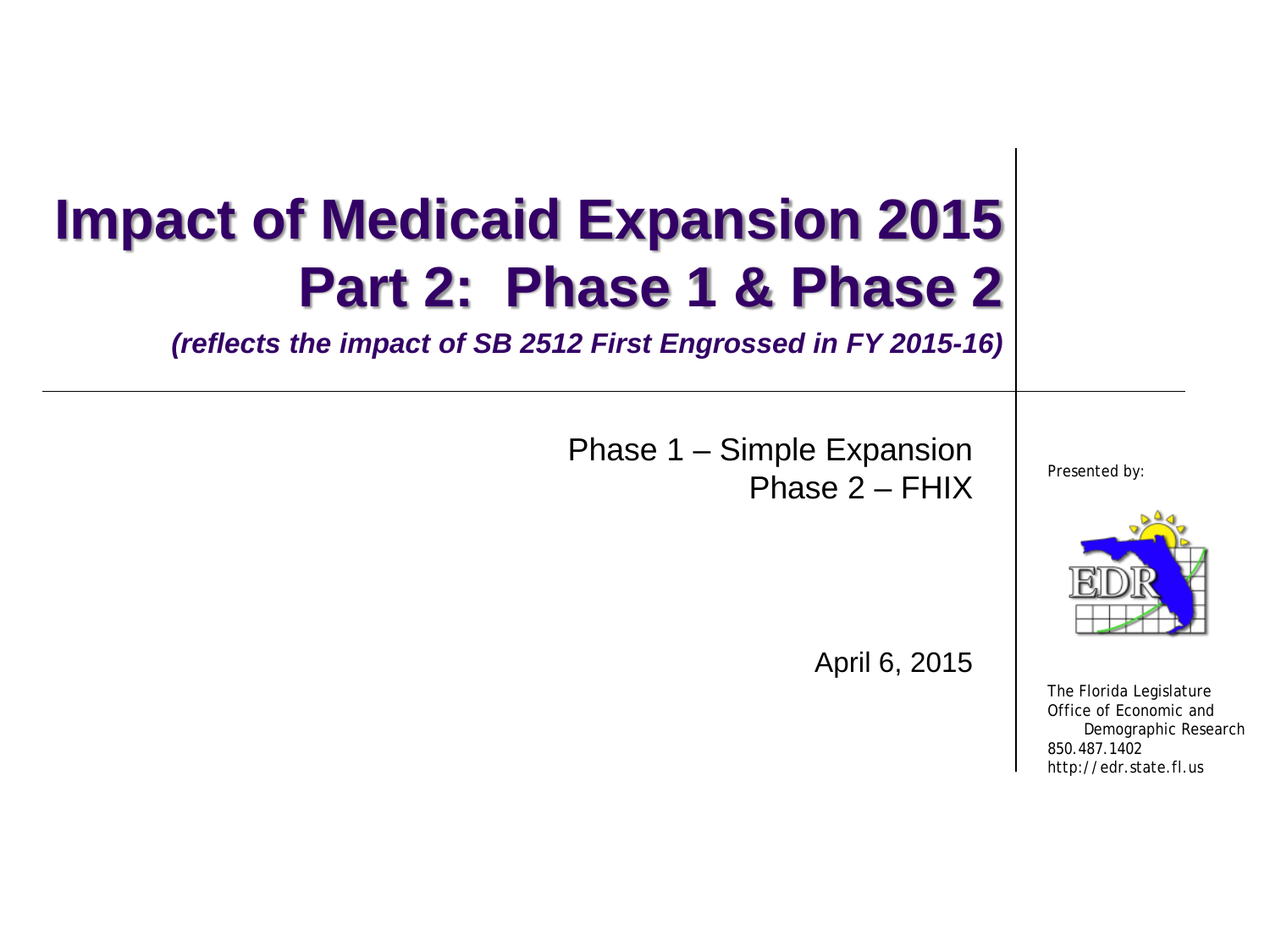# Impact of Medicaid Expansion 2015
# Part 2: Phase 1 & Phase 2

***(reflects the impact of SB 2512 First Engrossed in FY 2015-16)***

Phase 1 – Simple Expansion
Phase 2 – FHIX

April 6, 2015

*Presented by:*

The Florida Legislature
Office of Economic and
Demographic Research
850.487.1402
http://edr.state.fl.us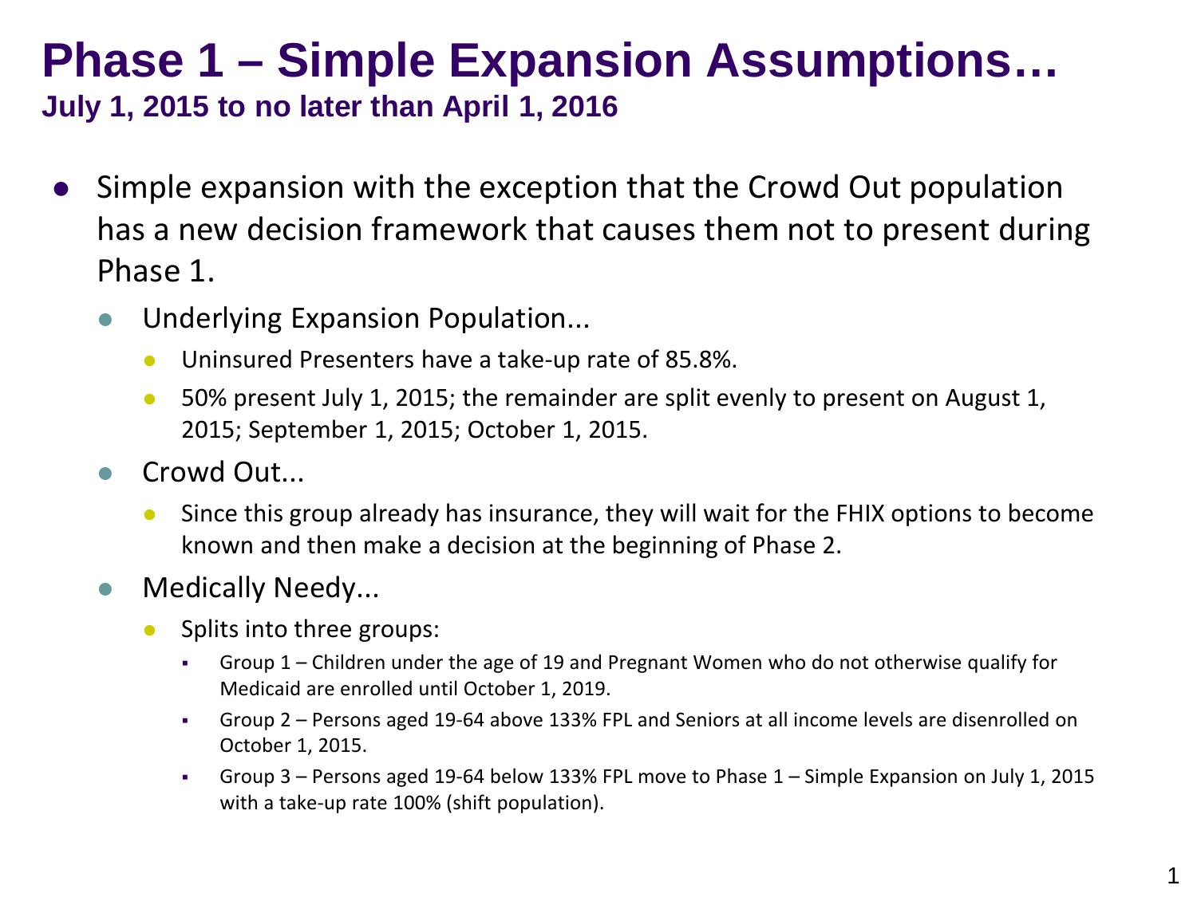# Phase 1 – Simple Expansion Assumptions…

## July 1, 2015 to no later than April 1, 2016

- Simple expansion with the exception that the Crowd Out population has a new decision framework that causes them not to present during Phase 1.
  - Underlying Expansion Population...
    - Uninsured Presenters have a take-up rate of 85.8%.
    - 50% present July 1, 2015; the remainder are split evenly to present on August 1, 2015; September 1, 2015; October 1, 2015.
  - Crowd Out...
    - Since this group already has insurance, they will wait for the FHIX options to become known and then make a decision at the beginning of Phase 2.
  - Medically Needy...
    - Splits into three groups:
      - Group 1 – Children under the age of 19 and Pregnant Women who do not otherwise qualify for Medicaid are enrolled until October 1, 2019.
      - Group 2 – Persons aged 19-64 above 133% FPL and Seniors at all income levels are disenrolled on October 1, 2015.
      - Group 3 – Persons aged 19-64 below 133% FPL move to Phase 1 – Simple Expansion on July 1, 2015 with a take-up rate 100% (shift population).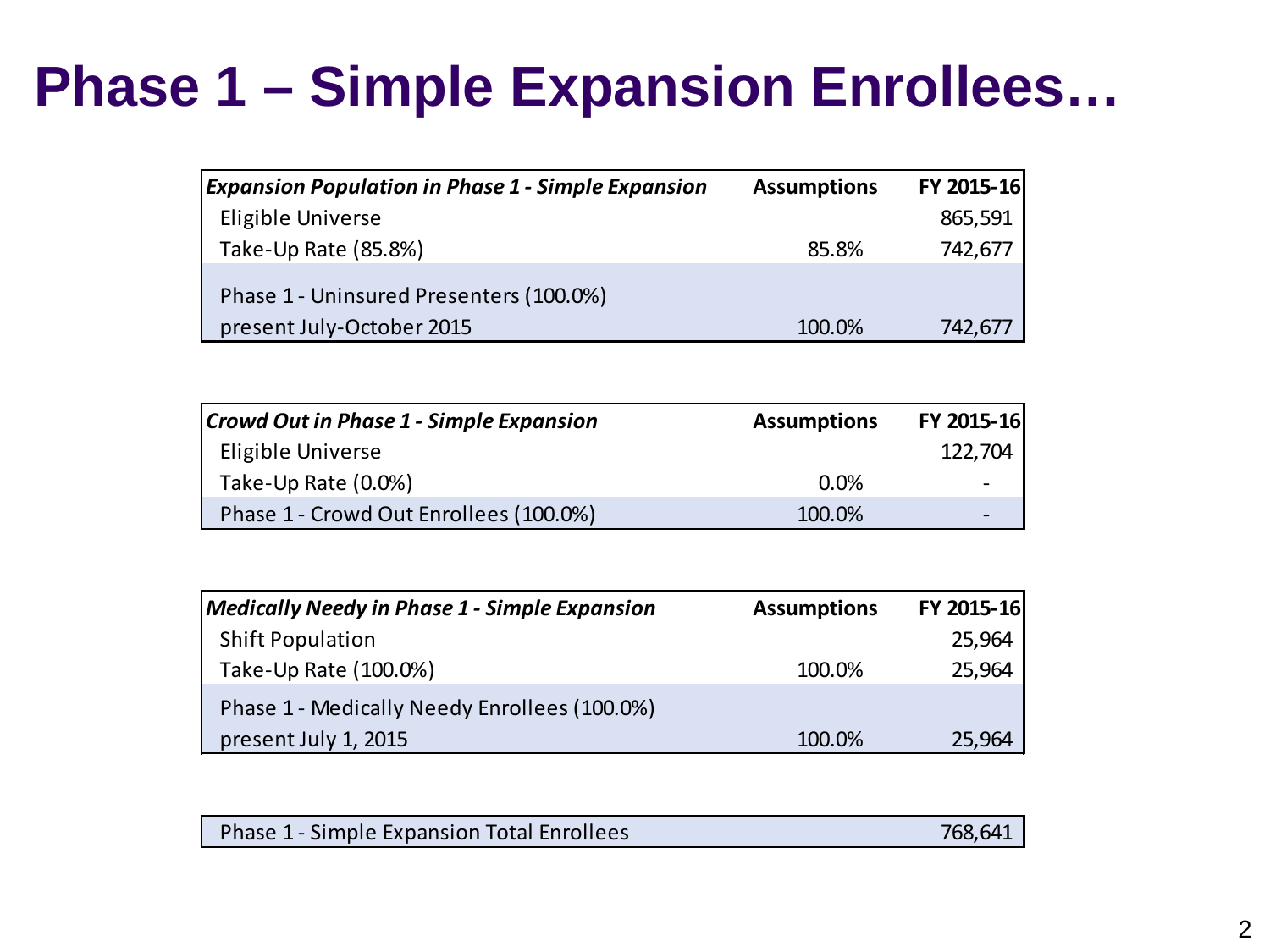# Phase 1 – Simple Expansion Enrollees…

| *Expansion Population in Phase 1 - Simple Expansion* | Assumptions | FY 2015-16 |
|---|---|---|
| Eligible Universe | | 865,591 |
| Take-Up Rate (85.8%) | 85.8% | 742,677 |
| Phase 1 - Uninsured Presenters (100.0%) present July-October 2015 | 100.0% | 742,677 |

| *Crowd Out in Phase 1 - Simple Expansion* | Assumptions | FY 2015-16 |
|---|---|---|
| Eligible Universe | | 122,704 |
| Take-Up Rate (0.0%) | 0.0% | - |
| Phase 1 - Crowd Out Enrollees (100.0%) | 100.0% | - |

| *Medically Needy in Phase 1 - Simple Expansion* | Assumptions | FY 2015-16 |
|---|---|---|
| Shift Population | | 25,964 |
| Take-Up Rate (100.0%) | 100.0% | 25,964 |
| Phase 1 - Medically Needy Enrollees (100.0%) present July 1, 2015 | 100.0% | 25,964 |

| Phase 1 - Simple Expansion Total Enrollees | 768,641 |
|---|---|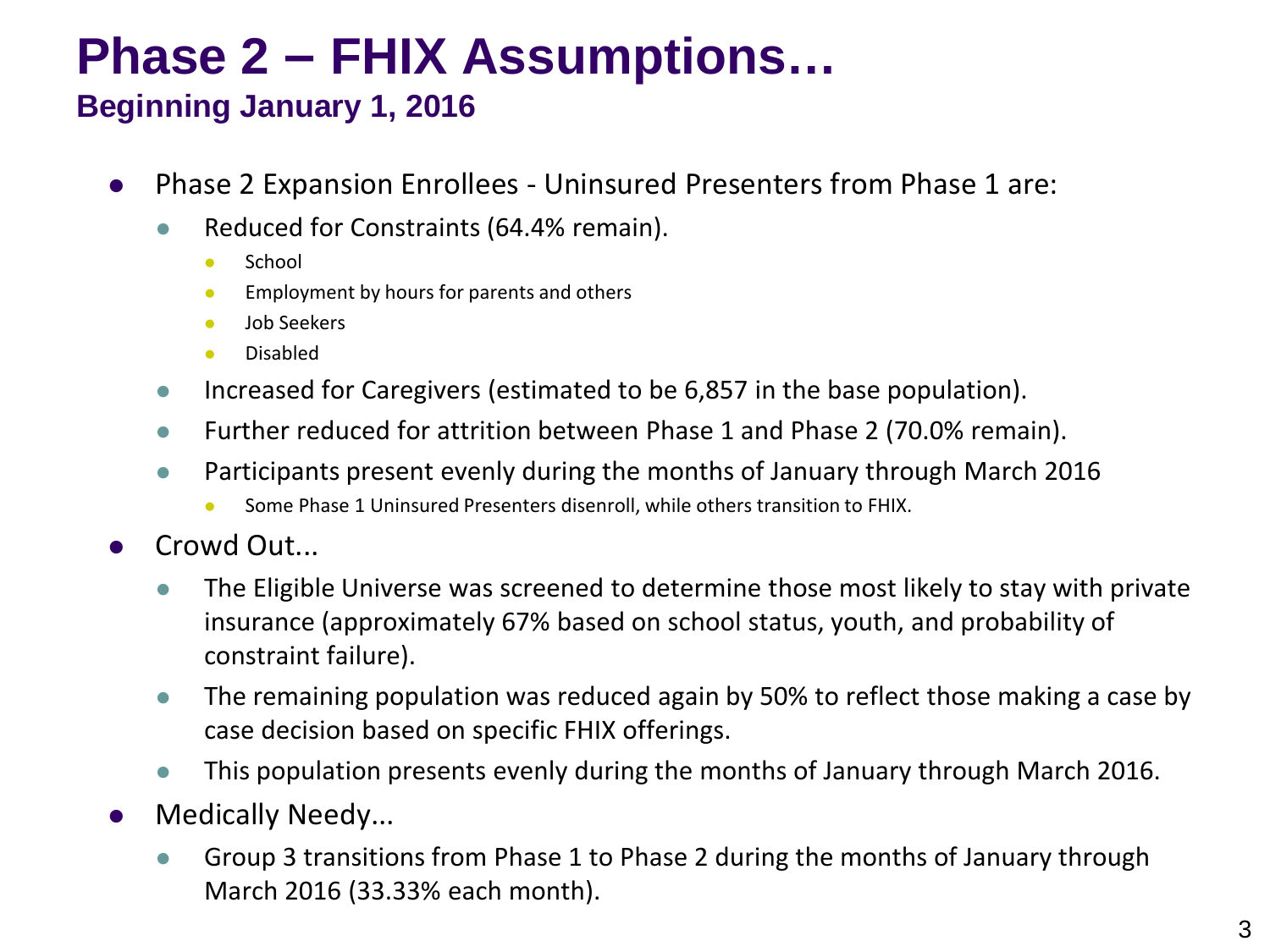# Phase 2 – FHIX Assumptions…

## Beginning January 1, 2016

- Phase 2 Expansion Enrollees - Uninsured Presenters from Phase 1 are:
  - Reduced for Constraints (64.4% remain).
    - School
    - Employment by hours for parents and others
    - Job Seekers
    - Disabled
  - Increased for Caregivers (estimated to be 6,857 in the base population).
  - Further reduced for attrition between Phase 1 and Phase 2 (70.0% remain).
  - Participants present evenly during the months of January through March 2016
    - Some Phase 1 Uninsured Presenters disenroll, while others transition to FHIX.
- Crowd Out...
  - The Eligible Universe was screened to determine those most likely to stay with private insurance (approximately 67% based on school status, youth, and probability of constraint failure).
  - The remaining population was reduced again by 50% to reflect those making a case by case decision based on specific FHIX offerings.
  - This population presents evenly during the months of January through March 2016.
- Medically Needy...
  - Group 3 transitions from Phase 1 to Phase 2 during the months of January through March 2016 (33.33% each month).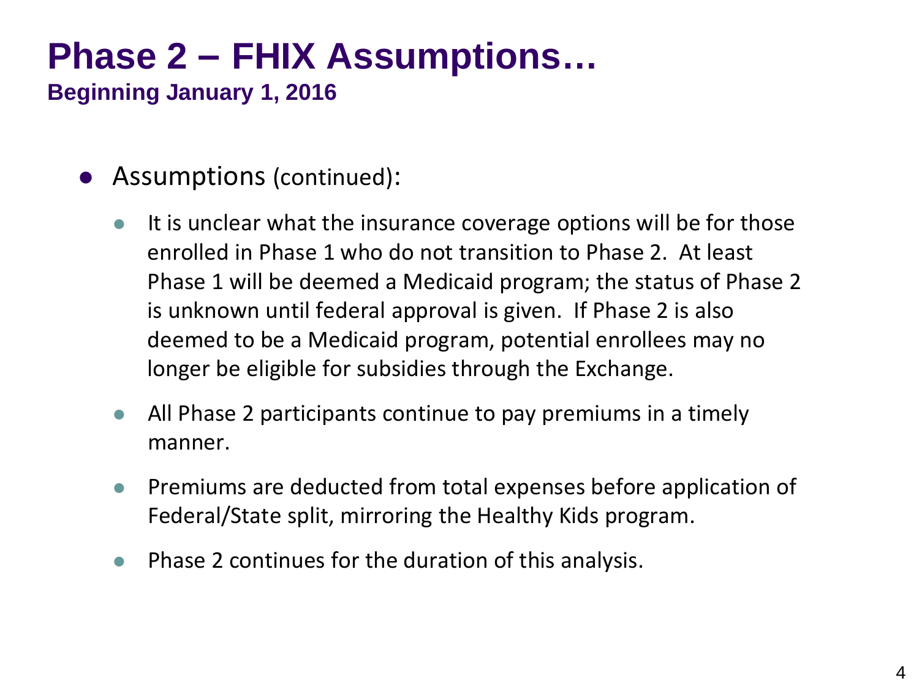# Phase 2 – FHIX Assumptions…

**Beginning January 1, 2016**

- Assumptions (continued):
  - It is unclear what the insurance coverage options will be for those enrolled in Phase 1 who do not transition to Phase 2. At least Phase 1 will be deemed a Medicaid program; the status of Phase 2 is unknown until federal approval is given. If Phase 2 is also deemed to be a Medicaid program, potential enrollees may no longer be eligible for subsidies through the Exchange.
  - All Phase 2 participants continue to pay premiums in a timely manner.
  - Premiums are deducted from total expenses before application of Federal/State split, mirroring the Healthy Kids program.
  - Phase 2 continues for the duration of this analysis.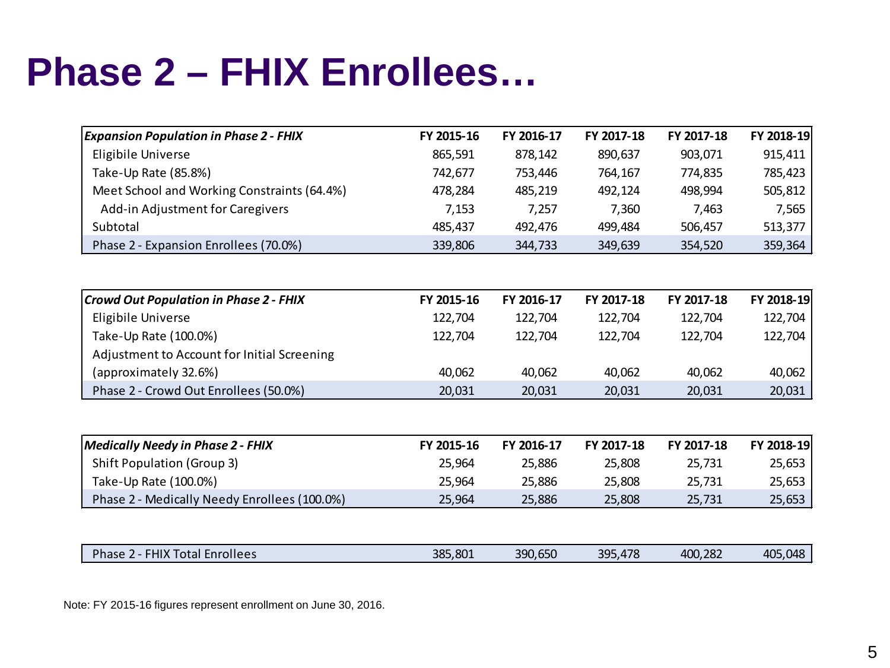# Phase 2 – FHIX Enrollees…

| *Expansion Population in Phase 2 - FHIX* | FY 2015-16 | FY 2016-17 | FY 2017-18 | FY 2017-18 | FY 2018-19 |
|---|---|---|---|---|---|
| Eligibile Universe | 865,591 | 878,142 | 890,637 | 903,071 | 915,411 |
| Take-Up Rate (85.8%) | 742,677 | 753,446 | 764,167 | 774,835 | 785,423 |
| Meet School and Working Constraints (64.4%) | 478,284 | 485,219 | 492,124 | 498,994 | 505,812 |
| Add-in Adjustment for Caregivers | 7,153 | 7,257 | 7,360 | 7,463 | 7,565 |
| Subtotal | 485,437 | 492,476 | 499,484 | 506,457 | 513,377 |
| Phase 2 - Expansion Enrollees (70.0%) | 339,806 | 344,733 | 349,639 | 354,520 | 359,364 |

| *Crowd Out Population in Phase 2 - FHIX* | FY 2015-16 | FY 2016-17 | FY 2017-18 | FY 2017-18 | FY 2018-19 |
|---|---|---|---|---|---|
| Eligibile Universe | 122,704 | 122,704 | 122,704 | 122,704 | 122,704 |
| Take-Up Rate (100.0%) | 122,704 | 122,704 | 122,704 | 122,704 | 122,704 |
| Adjustment to Account for Initial Screening (approximately 32.6%) | 40,062 | 40,062 | 40,062 | 40,062 | 40,062 |
| Phase 2 - Crowd Out Enrollees (50.0%) | 20,031 | 20,031 | 20,031 | 20,031 | 20,031 |

| *Medically Needy in Phase 2 - FHIX* | FY 2015-16 | FY 2016-17 | FY 2017-18 | FY 2017-18 | FY 2018-19 |
|---|---|---|---|---|---|
| Shift Population (Group 3) | 25,964 | 25,886 | 25,808 | 25,731 | 25,653 |
| Take-Up Rate (100.0%) | 25,964 | 25,886 | 25,808 | 25,731 | 25,653 |
| Phase 2 - Medically Needy Enrollees (100.0%) | 25,964 | 25,886 | 25,808 | 25,731 | 25,653 |

| | | | | | |
|---|---|---|---|---|---|
| Phase 2 - FHIX Total Enrollees | 385,801 | 390,650 | 395,478 | 400,282 | 405,048 |

Note: FY 2015-16 figures represent enrollment on June 30, 2016.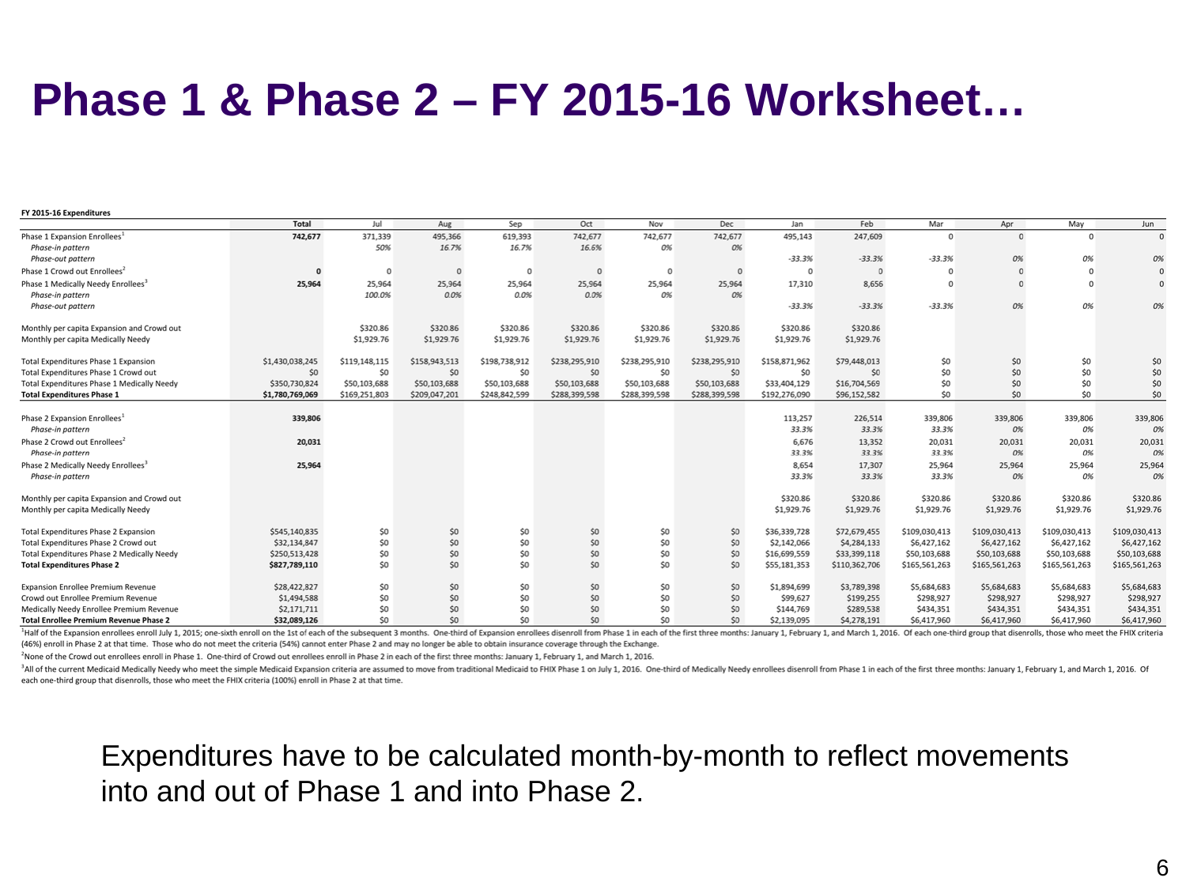# Phase 1 & Phase 2 – FY 2015-16 Worksheet…

**FY 2015-16 Expenditures**

| | Total | Jul | Aug | Sep | Oct | Nov | Dec | Jan | Feb | Mar | Apr | May | Jun |
|---|---|---|---|---|---|---|---|---|---|---|---|---|---|
| Phase 1 Expansion Enrollees[1] | 742,677 | 371,339 | 495,366 | 619,393 | 742,677 | 742,677 | 742,677 | 495,143 | 247,609 | 0 | 0 | 0 | 0 |
| *Phase-in pattern* | | *50%* | *16.7%* | *16.7%* | *16.6%* | *0%* | *0%* | | | | | | |
| *Phase-out pattern* | | | | | | | | *-33.3%* | *-33.3%* | *-33.3%* | *0%* | *0%* | *0%* |
| Phase 1 Crowd out Enrollees[2] | 0 | 0 | 0 | 0 | 0 | 0 | 0 | 0 | 0 | 0 | 0 | 0 | 0 |
| Phase 1 Medically Needy Enrollees[3] | 25,964 | 25,964 | 25,964 | 25,964 | 25,964 | 25,964 | 25,964 | 17,310 | 8,656 | 0 | 0 | 0 | 0 |
| *Phase-in pattern* | | *100.0%* | *0.0%* | *0.0%* | *0.0%* | *0%* | *0%* | | | | | | |
| *Phase-out pattern* | | | | | | | | *-33.3%* | *-33.3%* | *-33.3%* | *0%* | *0%* | *0%* |
| | | | | | | | | | | | | | |
| Monthly per capita Expansion and Crowd out | | $320.86 | $320.86 | $320.86 | $320.86 | $320.86 | $320.86 | $320.86 | $320.86 | | | | |
| Monthly per capita Medically Needy | | $1,929.76 | $1,929.76 | $1,929.76 | $1,929.76 | $1,929.76 | $1,929.76 | $1,929.76 | $1,929.76 | | | | |
| | | | | | | | | | | | | | |
| Total Expenditures Phase 1 Expansion | $1,430,038,245 | $119,148,115 | $158,943,513 | $198,738,912 | $238,295,910 | $238,295,910 | $238,295,910 | $158,871,962 | $79,448,013 | $0 | $0 | $0 | $0 |
| Total Expenditures Phase 1 Crowd out | $0 | $0 | $0 | $0 | $0 | $0 | $0 | $0 | $0 | $0 | $0 | $0 | $0 |
| Total Expenditures Phase 1 Medically Needy | $350,730,824 | $50,103,688 | $50,103,688 | $50,103,688 | $50,103,688 | $50,103,688 | $50,103,688 | $33,404,129 | $16,704,569 | $0 | $0 | $0 | $0 |
| **Total Expenditures Phase 1** | **$1,780,769,069** | $169,251,803 | $209,047,201 | $248,842,599 | $288,399,598 | $288,399,598 | $288,399,598 | $192,276,090 | $96,152,582 | $0 | $0 | $0 | $0 |
| | | | | | | | | | | | | | |
| Phase 2 Expansion Enrollees[1] | 339,806 | | | | | | | 113,257 | 226,514 | 339,806 | 339,806 | 339,806 | 339,806 |
| *Phase-in pattern* | | | | | | | | *33.3%* | *33.3%* | *33.3%* | *0%* | *0%* | *0%* |
| Phase 2 Crowd out Enrollees[2] | 20,031 | | | | | | | 6,676 | 13,352 | 20,031 | 20,031 | 20,031 | 20,031 |
| *Phase-in pattern* | | | | | | | | *33.3%* | *33.3%* | *33.3%* | *0%* | *0%* | *0%* |
| Phase 2 Medically Needy Enrollees[3] | 25,964 | | | | | | | 8,654 | 17,307 | 25,964 | 25,964 | 25,964 | 25,964 |
| *Phase-in pattern* | | | | | | | | *33.3%* | *33.3%* | *33.3%* | *0%* | *0%* | *0%* |
| | | | | | | | | | | | | | |
| Monthly per capita Expansion and Crowd out | | | | | | | | $320.86 | $320.86 | $320.86 | $320.86 | $320.86 | $320.86 |
| Monthly per capita Medically Needy | | | | | | | | $1,929.76 | $1,929.76 | $1,929.76 | $1,929.76 | $1,929.76 | $1,929.76 |
| | | | | | | | | | | | | | |
| Total Expenditures Phase 2 Expansion | $545,140,835 | $0 | $0 | $0 | $0 | $0 | $0 | $36,339,728 | $72,679,455 | $109,030,413 | $109,030,413 | $109,030,413 | $109,030,413 |
| Total Expenditures Phase 2 Crowd out | $32,134,847 | $0 | $0 | $0 | $0 | $0 | $0 | $2,142,066 | $4,284,133 | $6,427,162 | $6,427,162 | $6,427,162 | $6,427,162 |
| Total Expenditures Phase 2 Medically Needy | $250,513,428 | $0 | $0 | $0 | $0 | $0 | $0 | $16,699,559 | $33,399,118 | $50,103,688 | $50,103,688 | $50,103,688 | $50,103,688 |
| **Total Expenditures Phase 2** | **$827,789,110** | $0 | $0 | $0 | $0 | $0 | $0 | $55,181,353 | $110,362,706 | $165,561,263 | $165,561,263 | $165,561,263 | $165,561,263 |
| | | | | | | | | | | | | | |
| Expansion Enrollee Premium Revenue | $28,422,827 | $0 | $0 | $0 | $0 | $0 | $0 | $1,894,699 | $3,789,398 | $5,684,683 | $5,684,683 | $5,684,683 | $5,684,683 |
| Crowd out Enrollee Premium Revenue | $1,494,588 | $0 | $0 | $0 | $0 | $0 | $0 | $99,627 | $199,255 | $298,927 | $298,927 | $298,927 | $298,927 |
| Medically Needy Enrollee Premium Revenue | $2,171,711 | $0 | $0 | $0 | $0 | $0 | $0 | $144,769 | $289,538 | $434,351 | $434,351 | $434,351 | $434,351 |
| **Total Enrollee Premium Revenue Phase 2** | **$32,089,126** | $0 | $0 | $0 | $0 | $0 | $0 | $2,139,095 | $4,278,191 | $6,417,960 | $6,417,960 | $6,417,960 | $6,417,960 |

[1]Half of the Expansion enrollees enroll July 1, 2015; one-sixth enroll on the 1st of each of the subsequent 3 months. One-third of Expansion enrollees disenroll from Phase 1 in each of the first three months: January 1, February 1, and March 1, 2016. Of each one-third group that disenrolls, those who meet the FHIX criteria (46%) enroll in Phase 2 at that time. Those who do not meet the criteria (54%) cannot enter Phase 2 and may no longer be able to obtain insurance coverage through the Exchange.

[2]None of the Crowd out enrollees enroll in Phase 1. One-third of Crowd out enrollees enroll in Phase 2 in each of the first three months: January 1, February 1, and March 1, 2016.

[3]All of the current Medicaid Medically Needy who meet the simple Medicaid Expansion criteria are assumed to move from traditional Medicaid to FHIX Phase 1 on July 1, 2016. One-third of Medically Needy enrollees disenroll from Phase 1 in each of the first three months: January 1, February 1, and March 1, 2016. Of each one-third group that disenrolls, those who meet the FHIX criteria (100%) enroll in Phase 2 at that time.

Expenditures have to be calculated month-by-month to reflect movements into and out of Phase 1 and into Phase 2.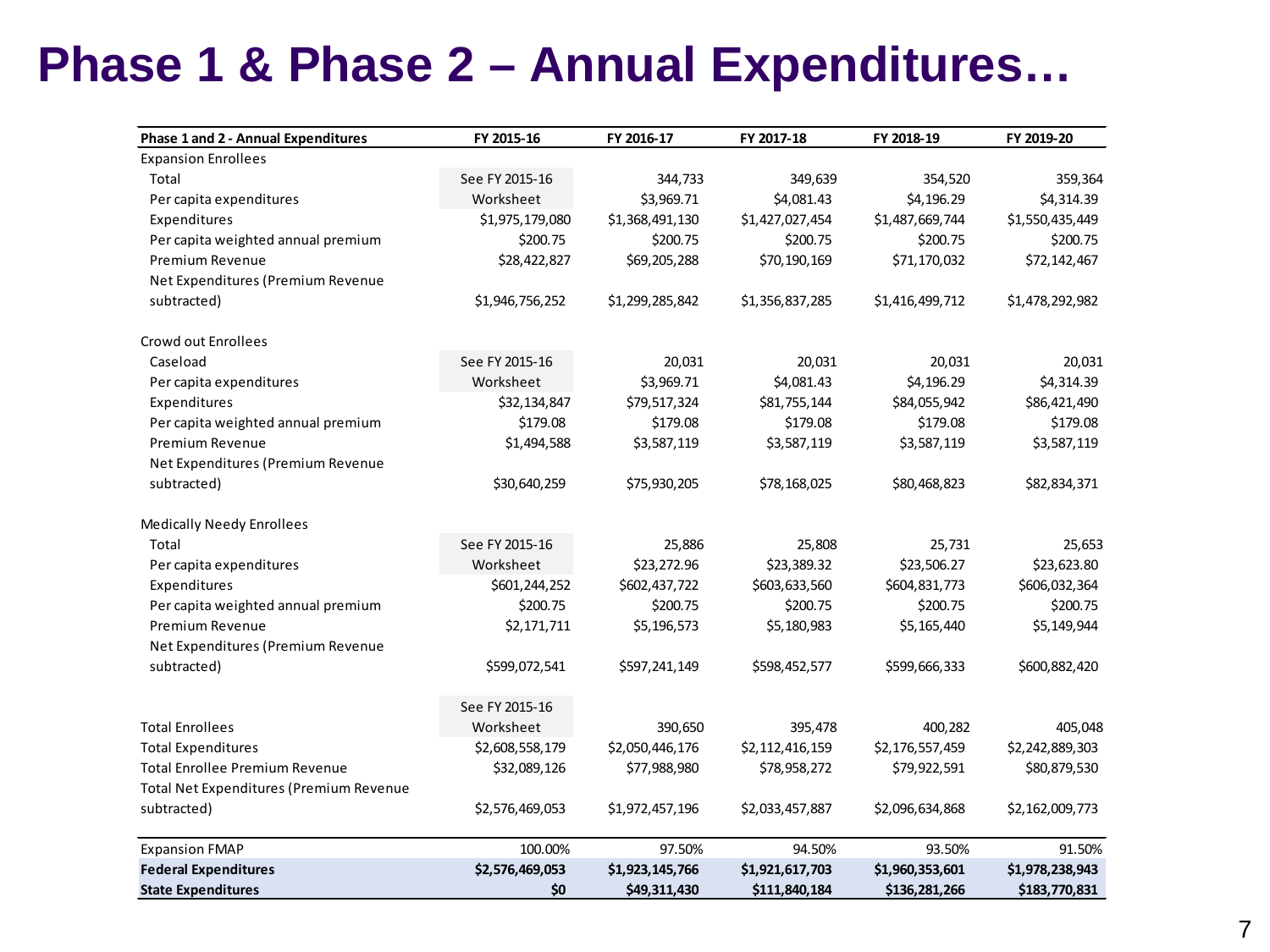# Phase 1 & Phase 2 – Annual Expenditures…

| Phase 1 and 2 - Annual Expenditures | FY 2015-16 | FY 2016-17 | FY 2017-18 | FY 2018-19 | FY 2019-20 |
|---|---|---|---|---|---|
| Expansion Enrollees | | | | | |
| Total | See FY 2015-16 | 344,733 | 349,639 | 354,520 | 359,364 |
| Per capita expenditures | Worksheet | $3,969.71 | $4,081.43 | $4,196.29 | $4,314.39 |
| Expenditures | $1,975,179,080 | $1,368,491,130 | $1,427,027,454 | $1,487,669,744 | $1,550,435,449 |
| Per capita weighted annual premium | $200.75 | $200.75 | $200.75 | $200.75 | $200.75 |
| Premium Revenue | $28,422,827 | $69,205,288 | $70,190,169 | $71,170,032 | $72,142,467 |
| Net Expenditures (Premium Revenue subtracted) | $1,946,756,252 | $1,299,285,842 | $1,356,837,285 | $1,416,499,712 | $1,478,292,982 |
| | | | | | |
| Crowd out Enrollees | | | | | |
| Caseload | See FY 2015-16 | 20,031 | 20,031 | 20,031 | 20,031 |
| Per capita expenditures | Worksheet | $3,969.71 | $4,081.43 | $4,196.29 | $4,314.39 |
| Expenditures | $32,134,847 | $79,517,324 | $81,755,144 | $84,055,942 | $86,421,490 |
| Per capita weighted annual premium | $179.08 | $179.08 | $179.08 | $179.08 | $179.08 |
| Premium Revenue | $1,494,588 | $3,587,119 | $3,587,119 | $3,587,119 | $3,587,119 |
| Net Expenditures (Premium Revenue subtracted) | $30,640,259 | $75,930,205 | $78,168,025 | $80,468,823 | $82,834,371 |
| | | | | | |
| Medically Needy Enrollees | | | | | |
| Total | See FY 2015-16 | 25,886 | 25,808 | 25,731 | 25,653 |
| Per capita expenditures | Worksheet | $23,272.96 | $23,389.32 | $23,506.27 | $23,623.80 |
| Expenditures | $601,244,252 | $602,437,722 | $603,633,560 | $604,831,773 | $606,032,364 |
| Per capita weighted annual premium | $200.75 | $200.75 | $200.75 | $200.75 | $200.75 |
| Premium Revenue | $2,171,711 | $5,196,573 | $5,180,983 | $5,165,440 | $5,149,944 |
| Net Expenditures (Premium Revenue subtracted) | $599,072,541 | $597,241,149 | $598,452,577 | $599,666,333 | $600,882,420 |
| | | | | | |
| Total Enrollees | See FY 2015-16 Worksheet | 390,650 | 395,478 | 400,282 | 405,048 |
| Total Expenditures | $2,608,558,179 | $2,050,446,176 | $2,112,416,159 | $2,176,557,459 | $2,242,889,303 |
| Total Enrollee Premium Revenue | $32,089,126 | $77,988,980 | $78,958,272 | $79,922,591 | $80,879,530 |
| Total Net Expenditures (Premium Revenue subtracted) | $2,576,469,053 | $1,972,457,196 | $2,033,457,887 | $2,096,634,868 | $2,162,009,773 |
| | | | | | |
| Expansion FMAP | 100.00% | 97.50% | 94.50% | 93.50% | 91.50% |
| **Federal Expenditures** | **$2,576,469,053** | **$1,923,145,766** | **$1,921,617,703** | **$1,960,353,601** | **$1,978,238,943** |
| **State Expenditures** | **$0** | **$49,311,430** | **$111,840,184** | **$136,281,266** | **$183,770,831** |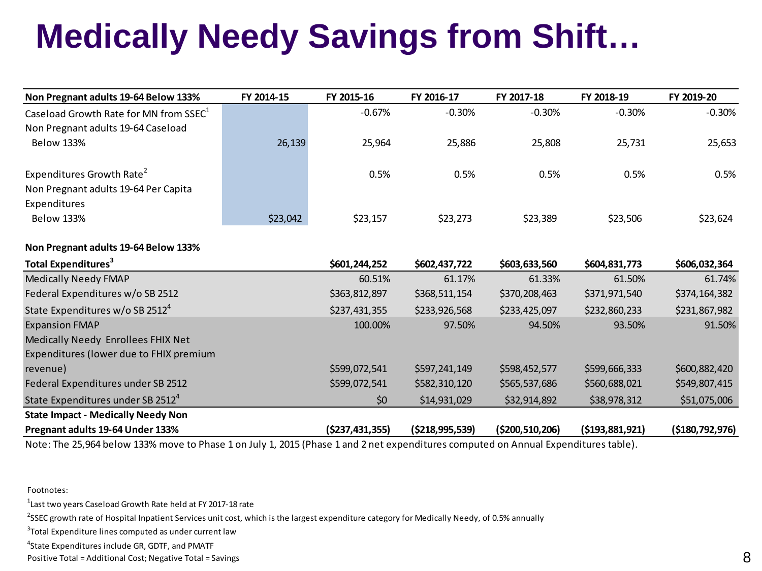# Medically Needy Savings from Shift…

| Non Pregnant adults 19-64 Below 133% | FY 2014-15 | FY 2015-16 | FY 2016-17 | FY 2017-18 | FY 2018-19 | FY 2019-20 |
|---|---|---|---|---|---|---|
| Caseload Growth Rate for MN from SSEC[1] | | -0.67% | -0.30% | -0.30% | -0.30% | -0.30% |
| Non Pregnant adults 19-64 Caseload Below 133% | 26,139 | 25,964 | 25,886 | 25,808 | 25,731 | 25,653 |
| Expenditures Growth Rate[2] | | 0.5% | 0.5% | 0.5% | 0.5% | 0.5% |
| Non Pregnant adults 19-64 Per Capita Expenditures Below 133% | $23,042 | $23,157 | $23,273 | $23,389 | $23,506 | $23,624 |
| **Non Pregnant adults 19-64 Below 133% Total Expenditures[3]** | | **$601,244,252** | **$602,437,722** | **$603,633,560** | **$604,831,773** | **$606,032,364** |
| Medically Needy FMAP | | 60.51% | 61.17% | 61.33% | 61.50% | 61.74% |
| Federal Expenditures w/o SB 2512 | | $363,812,897 | $368,511,154 | $370,208,463 | $371,971,540 | $374,164,382 |
| State Expenditures w/o SB 2512[4] | | $237,431,355 | $233,926,568 | $233,425,097 | $232,860,233 | $231,867,982 |
| Expansion FMAP | | 100.00% | 97.50% | 94.50% | 93.50% | 91.50% |
| Medically Needy Enrollees FHIX Net Expenditures (lower due to FHIX premium revenue) | | $599,072,541 | $597,241,149 | $598,452,577 | $599,666,333 | $600,882,420 |
| Federal Expenditures under SB 2512 | | $599,072,541 | $582,310,120 | $565,537,686 | $560,688,021 | $549,807,415 |
| State Expenditures under SB 2512[4] | | $0 | $14,931,029 | $32,914,892 | $38,978,312 | $51,075,006 |
| **State Impact - Medically Needy Non Pregnant adults 19-64 Under 133%** | | **($237,431,355)** | **($218,995,539)** | **($200,510,206)** | **($193,881,921)** | **($180,792,976)** |

Note: The 25,964 below 133% move to Phase 1 on July 1, 2015 (Phase 1 and 2 net expenditures computed on Annual Expenditures table).

Footnotes:

[1]Last two years Caseload Growth Rate held at FY 2017-18 rate

[2]SSEC growth rate of Hospital Inpatient Services unit cost, which is the largest expenditure category for Medically Needy, of 0.5% annually

[3]Total Expenditure lines computed as under current law

[4]State Expenditures include GR, GDTF, and PMATF

Positive Total = Additional Cost; Negative Total = Savings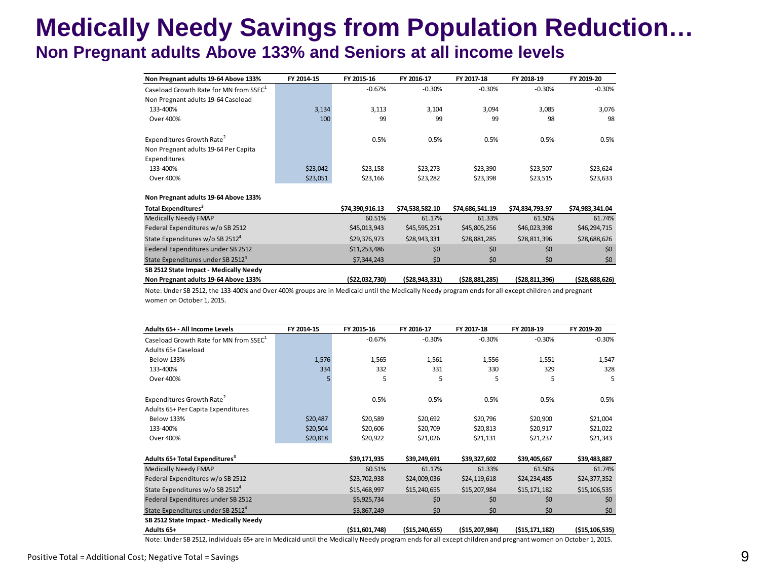# Medically Needy Savings from Population Reduction…

## Non Pregnant adults Above 133% and Seniors at all income levels

| Non Pregnant adults 19-64 Above 133% | FY 2014-15 | FY 2015-16 | FY 2016-17 | FY 2017-18 | FY 2018-19 | FY 2019-20 |
|---|---|---|---|---|---|---|
| Caseload Growth Rate for MN from SSEC[1] | | -0.67% | -0.30% | -0.30% | -0.30% | -0.30% |
| Non Pregnant adults 19-64 Caseload | | | | | | |
| 133-400% | 3,134 | 3,113 | 3,104 | 3,094 | 3,085 | 3,076 |
| Over 400% | 100 | 99 | 99 | 99 | 98 | 98 |
| | | | | | | |
| Expenditures Growth Rate[2] | | 0.5% | 0.5% | 0.5% | 0.5% | 0.5% |
| Non Pregnant adults 19-64 Per Capita Expenditures | | | | | | |
| 133-400% | $23,042 | $23,158 | $23,273 | $23,390 | $23,507 | $23,624 |
| Over 400% | $23,051 | $23,166 | $23,282 | $23,398 | $23,515 | $23,633 |
| | | | | | | |
| **Non Pregnant adults 19-64 Above 133%** | | | | | | |
| **Total Expenditures[3]** | | **$74,390,916.13** | **$74,538,582.10** | **$74,686,541.19** | **$74,834,793.97** | **$74,983,341.04** |
| Medically Needy FMAP | | 60.51% | 61.17% | 61.33% | 61.50% | 61.74% |
| Federal Expenditures w/o SB 2512 | | $45,013,943 | $45,595,251 | $45,805,256 | $46,023,398 | $46,294,715 |
| State Expenditures w/o SB 2512[4] | | $29,376,973 | $28,943,331 | $28,881,285 | $28,811,396 | $28,688,626 |
| Federal Expenditures under SB 2512 | | $11,253,486 | $0 | $0 | $0 | $0 |
| State Expenditures under SB 2512[4] | | $7,344,243 | $0 | $0 | $0 | $0 |
| **SB 2512 State Impact - Medically Needy Non Pregnant adults 19-64 Above 133%** | | **($22,032,730)** | **($28,943,331)** | **($28,881,285)** | **($28,811,396)** | **($28,688,626)** |

Note: Under SB 2512, the 133-400% and Over 400% groups are in Medicaid until the Medically Needy program ends for all except children and pregnant women on October 1, 2015.

| Adults 65+ - All Income Levels | FY 2014-15 | FY 2015-16 | FY 2016-17 | FY 2017-18 | FY 2018-19 | FY 2019-20 |
|---|---|---|---|---|---|---|
| Caseload Growth Rate for MN from SSEC[1] | | -0.67% | -0.30% | -0.30% | -0.30% | -0.30% |
| Adults 65+ Caseload | | | | | | |
| Below 133% | 1,576 | 1,565 | 1,561 | 1,556 | 1,551 | 1,547 |
| 133-400% | 334 | 332 | 331 | 330 | 329 | 328 |
| Over 400% | 5 | 5 | 5 | 5 | 5 | 5 |
| | | | | | | |
| Expenditures Growth Rate[2] | | 0.5% | 0.5% | 0.5% | 0.5% | 0.5% |
| Adults 65+ Per Capita Expenditures | | | | | | |
| Below 133% | $20,487 | $20,589 | $20,692 | $20,796 | $20,900 | $21,004 |
| 133-400% | $20,504 | $20,606 | $20,709 | $20,813 | $20,917 | $21,022 |
| Over 400% | $20,818 | $20,922 | $21,026 | $21,131 | $21,237 | $21,343 |
| | | | | | | |
| **Adults 65+ Total Expenditures[3]** | | **$39,171,935** | **$39,249,691** | **$39,327,602** | **$39,405,667** | **$39,483,887** |
| Medically Needy FMAP | | 60.51% | 61.17% | 61.33% | 61.50% | 61.74% |
| Federal Expenditures w/o SB 2512 | | $23,702,938 | $24,009,036 | $24,119,618 | $24,234,485 | $24,377,352 |
| State Expenditures w/o SB 2512[4] | | $15,468,997 | $15,240,655 | $15,207,984 | $15,171,182 | $15,106,535 |
| Federal Expenditures under SB 2512 | | $5,925,734 | $0 | $0 | $0 | $0 |
| State Expenditures under SB 2512[4] | | $3,867,249 | $0 | $0 | $0 | $0 |
| **SB 2512 State Impact - Medically Needy Adults 65+** | | **($11,601,748)** | **($15,240,655)** | **($15,207,984)** | **($15,171,182)** | **($15,106,535)** |

Note: Under SB 2512, individuals 65+ are in Medicaid until the Medically Needy program ends for all except children and pregnant women on October 1, 2015.

Positive Total = Additional Cost; Negative Total = Savings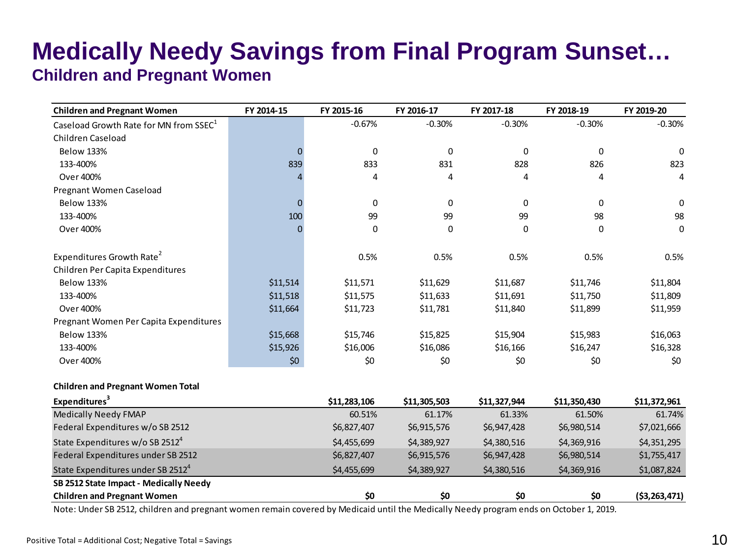# Medically Needy Savings from Final Program Sunset…

## Children and Pregnant Women

| Children and Pregnant Women | FY 2014-15 | FY 2015-16 | FY 2016-17 | FY 2017-18 | FY 2018-19 | FY 2019-20 |
|---|---|---|---|---|---|---|
| Caseload Growth Rate for MN from SSEC[1] | | -0.67% | -0.30% | -0.30% | -0.30% | -0.30% |
| Children Caseload | | | | | | |
| Below 133% | 0 | 0 | 0 | 0 | 0 | 0 |
| 133-400% | 839 | 833 | 831 | 828 | 826 | 823 |
| Over 400% | 4 | 4 | 4 | 4 | 4 | 4 |
| Pregnant Women Caseload | | | | | | |
| Below 133% | 0 | 0 | 0 | 0 | 0 | 0 |
| 133-400% | 100 | 99 | 99 | 99 | 98 | 98 |
| Over 400% | 0 | 0 | 0 | 0 | 0 | 0 |
| Expenditures Growth Rate[2] | | 0.5% | 0.5% | 0.5% | 0.5% | 0.5% |
| Children Per Capita Expenditures | | | | | | |
| Below 133% | $11,514 | $11,571 | $11,629 | $11,687 | $11,746 | $11,804 |
| 133-400% | $11,518 | $11,575 | $11,633 | $11,691 | $11,750 | $11,809 |
| Over 400% | $11,664 | $11,723 | $11,781 | $11,840 | $11,899 | $11,959 |
| Pregnant Women Per Capita Expenditures | | | | | | |
| Below 133% | $15,668 | $15,746 | $15,825 | $15,904 | $15,983 | $16,063 |
| 133-400% | $15,926 | $16,006 | $16,086 | $16,166 | $16,247 | $16,328 |
| Over 400% | $0 | $0 | $0 | $0 | $0 | $0 |
| **Children and Pregnant Women Total Expenditures[3]** | | **$11,283,106** | **$11,305,503** | **$11,327,944** | **$11,350,430** | **$11,372,961** |
| Medically Needy FMAP | | 60.51% | 61.17% | 61.33% | 61.50% | 61.74% |
| Federal Expenditures w/o SB 2512 | | $6,827,407 | $6,915,576 | $6,947,428 | $6,980,514 | $7,021,666 |
| State Expenditures w/o SB 2512[4] | | $4,455,699 | $4,389,927 | $4,380,516 | $4,369,916 | $4,351,295 |
| Federal Expenditures under SB 2512 | | $6,827,407 | $6,915,576 | $6,947,428 | $6,980,514 | $1,755,417 |
| State Expenditures under SB 2512[4] | | $4,455,699 | $4,389,927 | $4,380,516 | $4,369,916 | $1,087,824 |
| **SB 2512 State Impact - Medically Needy Children and Pregnant Women** | | **$0** | **$0** | **$0** | **$0** | **($3,263,471)** |

Note: Under SB 2512, children and pregnant women remain covered by Medicaid until the Medically Needy program ends on October 1, 2019.

Positive Total = Additional Cost; Negative Total = Savings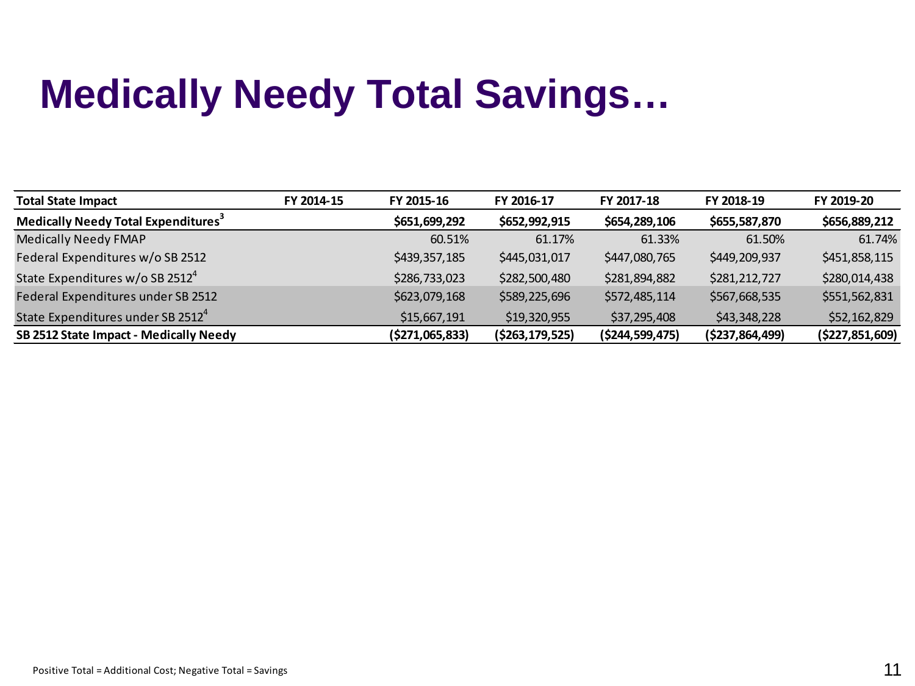# Medically Needy Total Savings…

| Total State Impact | FY 2014-15 | FY 2015-16 | FY 2016-17 | FY 2017-18 | FY 2018-19 | FY 2019-20 |
|---|---|---|---|---|---|---|
| **Medically Needy Total Expenditures[3]** | | **$651,699,292** | **$652,992,915** | **$654,289,106** | **$655,587,870** | **$656,889,212** |
| Medically Needy FMAP | | 60.51% | 61.17% | 61.33% | 61.50% | 61.74% |
| Federal Expenditures w/o SB 2512 | | $439,357,185 | $445,031,017 | $447,080,765 | $449,209,937 | $451,858,115 |
| State Expenditures w/o SB 2512[4] | | $286,733,023 | $282,500,480 | $281,894,882 | $281,212,727 | $280,014,438 |
| Federal Expenditures under SB 2512 | | $623,079,168 | $589,225,696 | $572,485,114 | $567,668,535 | $551,562,831 |
| State Expenditures under SB 2512[4] | | $15,667,191 | $19,320,955 | $37,295,408 | $43,348,228 | $52,162,829 |
| **SB 2512 State Impact - Medically Needy** | | **($271,065,833)** | **($263,179,525)** | **($244,599,475)** | **($237,864,499)** | **($227,851,609)** |

Positive Total = Additional Cost; Negative Total = Savings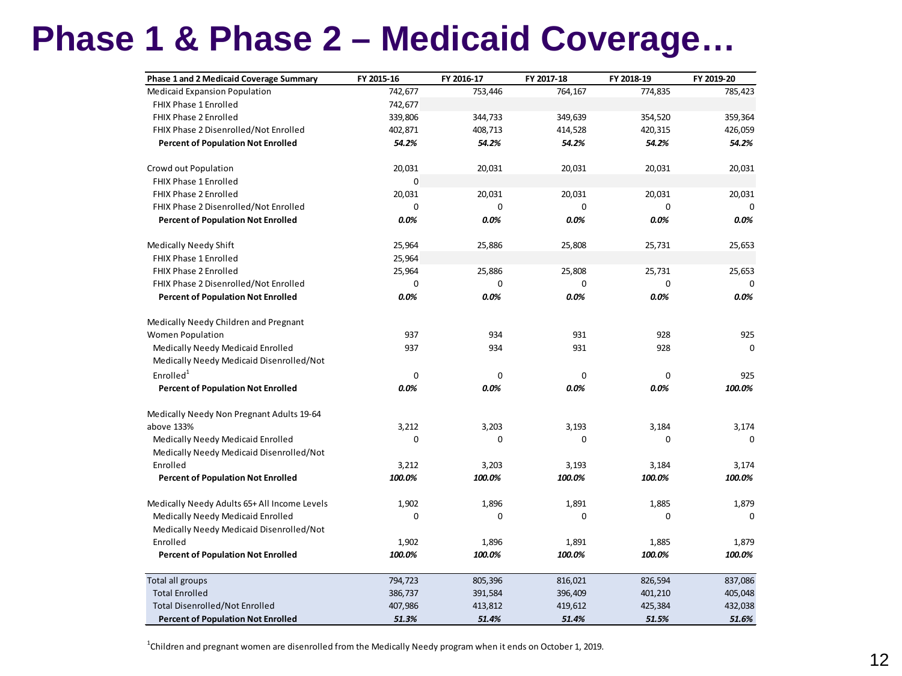# Phase 1 & Phase 2 – Medicaid Coverage…

| Phase 1 and 2 Medicaid Coverage Summary | FY 2015-16 | FY 2016-17 | FY 2017-18 | FY 2018-19 | FY 2019-20 |
|---|---|---|---|---|---|
| Medicaid Expansion Population | 742,677 | 753,446 | 764,167 | 774,835 | 785,423 |
| FHIX Phase 1 Enrolled | 742,677 | | | | |
| FHIX Phase 2 Enrolled | 339,806 | 344,733 | 349,639 | 354,520 | 359,364 |
| FHIX Phase 2 Disenrolled/Not Enrolled | 402,871 | 408,713 | 414,528 | 420,315 | 426,059 |
| **Percent of Population Not Enrolled** | ***54.2%*** | ***54.2%*** | ***54.2%*** | ***54.2%*** | ***54.2%*** |
| | | | | | |
| Crowd out Population | 20,031 | 20,031 | 20,031 | 20,031 | 20,031 |
| FHIX Phase 1 Enrolled | 0 | | | | |
| FHIX Phase 2 Enrolled | 20,031 | 20,031 | 20,031 | 20,031 | 20,031 |
| FHIX Phase 2 Disenrolled/Not Enrolled | 0 | 0 | 0 | 0 | 0 |
| **Percent of Population Not Enrolled** | ***0.0%*** | ***0.0%*** | ***0.0%*** | ***0.0%*** | ***0.0%*** |
| | | | | | |
| Medically Needy Shift | 25,964 | 25,886 | 25,808 | 25,731 | 25,653 |
| FHIX Phase 1 Enrolled | 25,964 | | | | |
| FHIX Phase 2 Enrolled | 25,964 | 25,886 | 25,808 | 25,731 | 25,653 |
| FHIX Phase 2 Disenrolled/Not Enrolled | 0 | 0 | 0 | 0 | 0 |
| **Percent of Population Not Enrolled** | ***0.0%*** | ***0.0%*** | ***0.0%*** | ***0.0%*** | ***0.0%*** |
| | | | | | |
| Medically Needy Children and Pregnant Women Population | 937 | 934 | 931 | 928 | 925 |
| Medically Needy Medicaid Enrolled | 937 | 934 | 931 | 928 | 0 |
| Medically Needy Medicaid Disenrolled/Not Enrolled[1] | 0 | 0 | 0 | 0 | 925 |
| **Percent of Population Not Enrolled** | ***0.0%*** | ***0.0%*** | ***0.0%*** | ***0.0%*** | ***100.0%*** |
| | | | | | |
| Medically Needy Non Pregnant Adults 19-64 above 133% | 3,212 | 3,203 | 3,193 | 3,184 | 3,174 |
| Medically Needy Medicaid Enrolled | 0 | 0 | 0 | 0 | 0 |
| Medically Needy Medicaid Disenrolled/Not Enrolled | 3,212 | 3,203 | 3,193 | 3,184 | 3,174 |
| **Percent of Population Not Enrolled** | ***100.0%*** | ***100.0%*** | ***100.0%*** | ***100.0%*** | ***100.0%*** |
| | | | | | |
| Medically Needy Adults 65+ All Income Levels | 1,902 | 1,896 | 1,891 | 1,885 | 1,879 |
| Medically Needy Medicaid Enrolled | 0 | 0 | 0 | 0 | 0 |
| Medically Needy Medicaid Disenrolled/Not Enrolled | 1,902 | 1,896 | 1,891 | 1,885 | 1,879 |
| **Percent of Population Not Enrolled** | ***100.0%*** | ***100.0%*** | ***100.0%*** | ***100.0%*** | ***100.0%*** |
| | | | | | |
| Total all groups | 794,723 | 805,396 | 816,021 | 826,594 | 837,086 |
| Total Enrolled | 386,737 | 391,584 | 396,409 | 401,210 | 405,048 |
| Total Disenrolled/Not Enrolled | 407,986 | 413,812 | 419,612 | 425,384 | 432,038 |
| **Percent of Population Not Enrolled** | ***51.3%*** | ***51.4%*** | ***51.4%*** | ***51.5%*** | ***51.6%*** |

[1]Children and pregnant women are disenrolled from the Medically Needy program when it ends on October 1, 2019.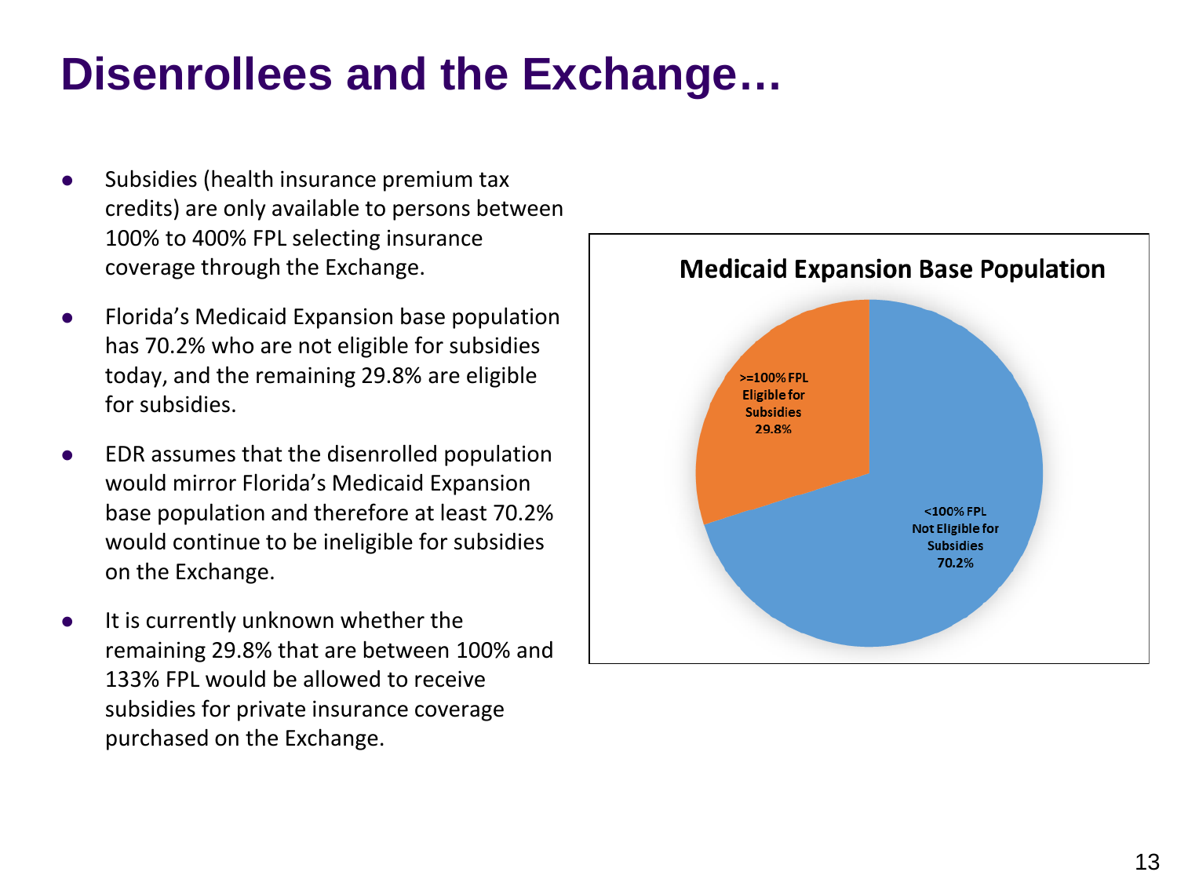# Disenrollees and the Exchange…

- Subsidies (health insurance premium tax credits) are only available to persons between 100% to 400% FPL selecting insurance coverage through the Exchange.
- Florida's Medicaid Expansion base population has 70.2% who are not eligible for subsidies today, and the remaining 29.8% are eligible for subsidies.
- EDR assumes that the disenrolled population would mirror Florida's Medicaid Expansion base population and therefore at least 70.2% would continue to be ineligible for subsidies on the Exchange.
- It is currently unknown whether the remaining 29.8% that are between 100% and 133% FPL would be allowed to receive subsidies for private insurance coverage purchased on the Exchange.

**Medicaid Expansion Base Population**

- >=100% FPL Eligible for Subsidies 29.8%
- <100% FPL Not Eligible for Subsidies 70.2%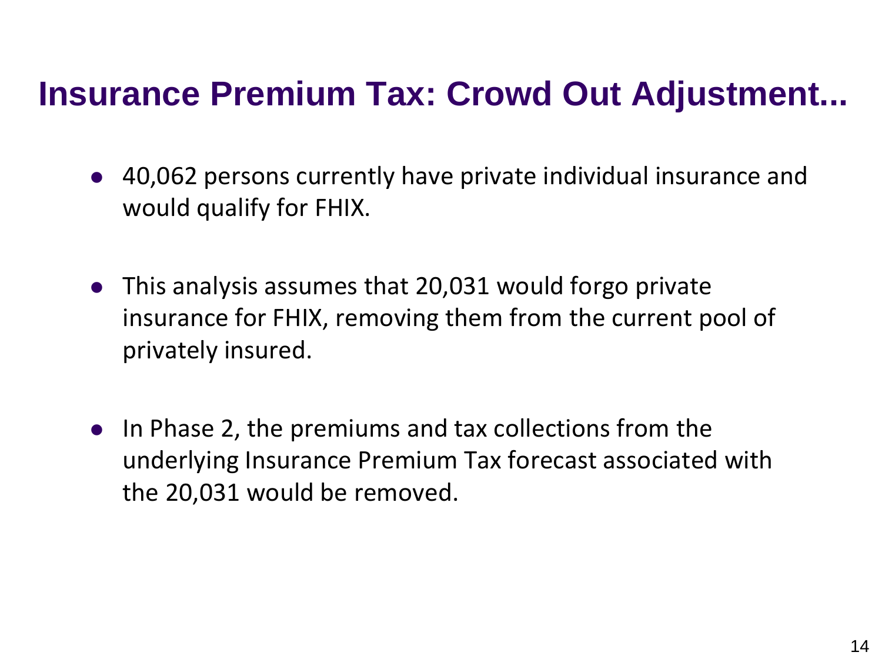# Insurance Premium Tax: Crowd Out Adjustment...

- 40,062 persons currently have private individual insurance and would qualify for FHIX.

- This analysis assumes that 20,031 would forgo private insurance for FHIX, removing them from the current pool of privately insured.

- In Phase 2, the premiums and tax collections from the underlying Insurance Premium Tax forecast associated with the 20,031 would be removed.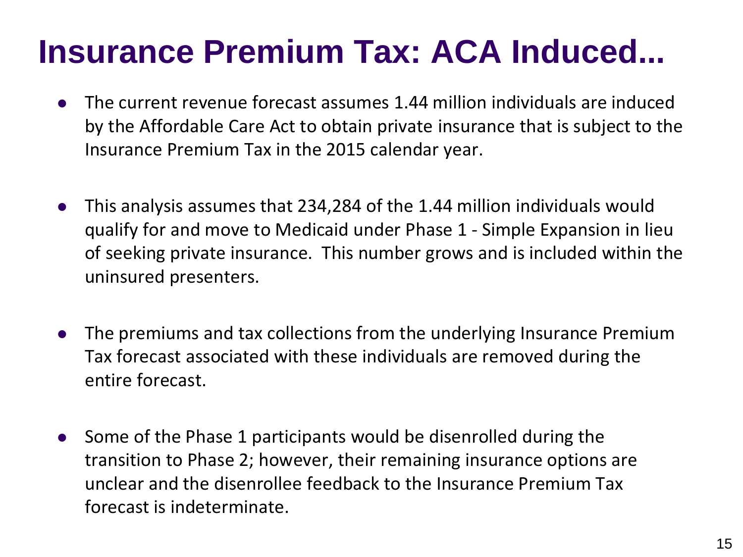# Insurance Premium Tax: ACA Induced...

- The current revenue forecast assumes 1.44 million individuals are induced by the Affordable Care Act to obtain private insurance that is subject to the Insurance Premium Tax in the 2015 calendar year.

- This analysis assumes that 234,284 of the 1.44 million individuals would qualify for and move to Medicaid under Phase 1 - Simple Expansion in lieu of seeking private insurance. This number grows and is included within the uninsured presenters.

- The premiums and tax collections from the underlying Insurance Premium Tax forecast associated with these individuals are removed during the entire forecast.

- Some of the Phase 1 participants would be disenrolled during the transition to Phase 2; however, their remaining insurance options are unclear and the disenrollee feedback to the Insurance Premium Tax forecast is indeterminate.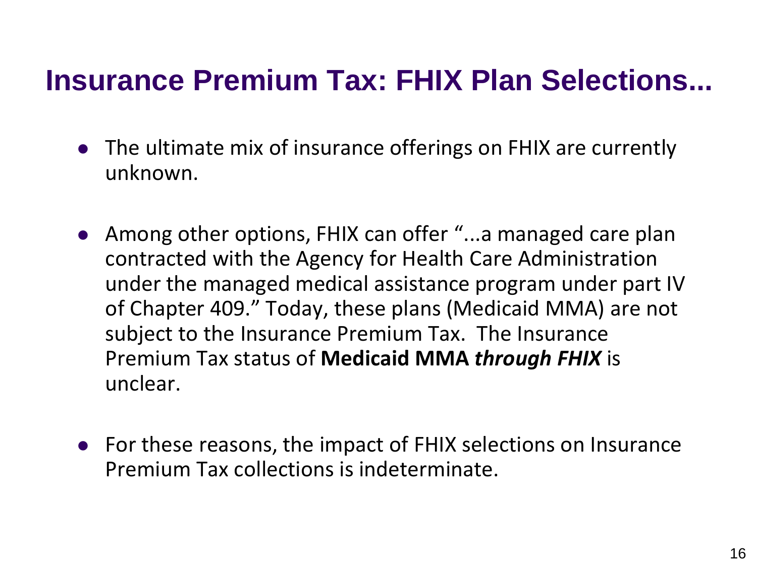# Insurance Premium Tax: FHIX Plan Selections...

- The ultimate mix of insurance offerings on FHIX are currently unknown.
- Among other options, FHIX can offer "...a managed care plan contracted with the Agency for Health Care Administration under the managed medical assistance program under part IV of Chapter 409." Today, these plans (Medicaid MMA) are not subject to the Insurance Premium Tax. The Insurance Premium Tax status of **Medicaid MMA *through FHIX*** is unclear.
- For these reasons, the impact of FHIX selections on Insurance Premium Tax collections is indeterminate.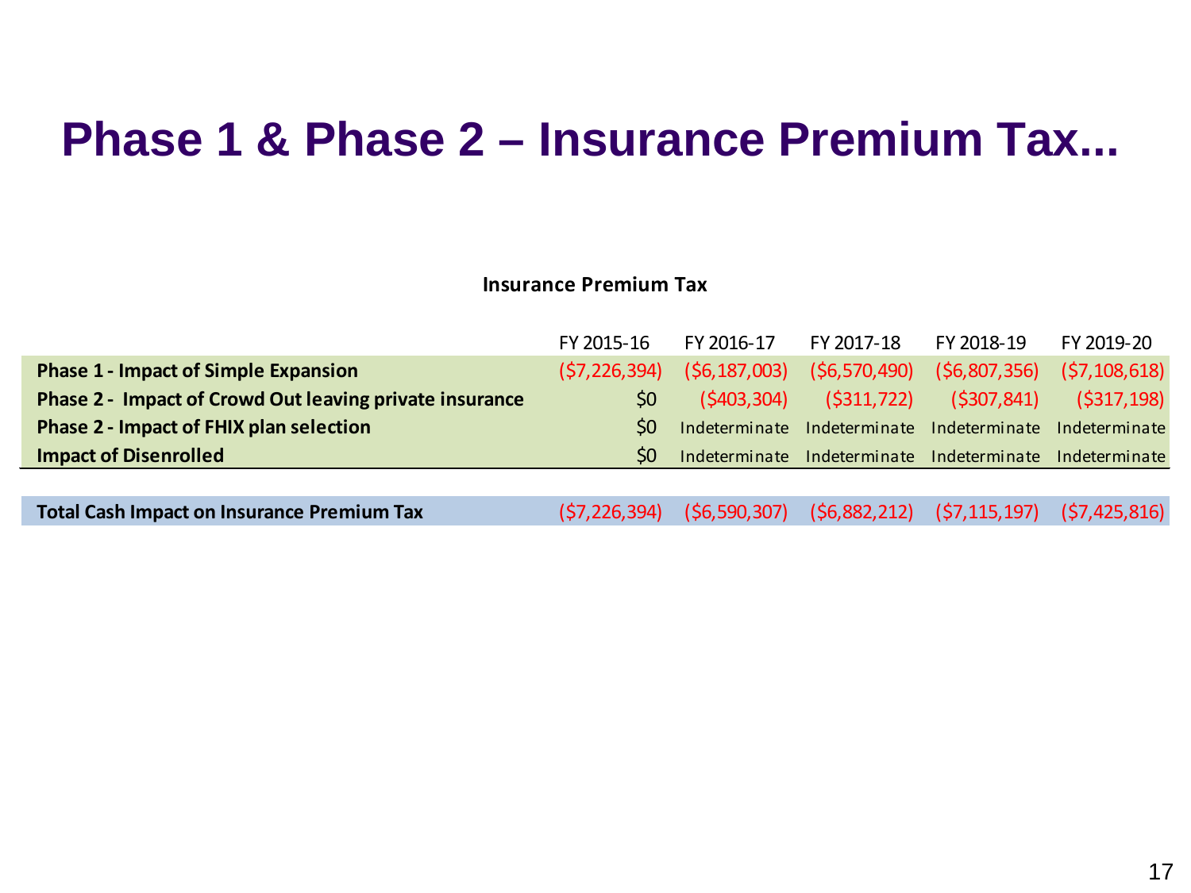# Phase 1 & Phase 2 – Insurance Premium Tax...

**Insurance Premium Tax**

| | FY 2015-16 | FY 2016-17 | FY 2017-18 | FY 2018-19 | FY 2019-20 |
|---|---|---|---|---|---|
| **Phase 1 - Impact of Simple Expansion** | ($7,226,394) | ($6,187,003) | ($6,570,490) | ($6,807,356) | ($7,108,618) |
| **Phase 2 - Impact of Crowd Out leaving private insurance** | $0 | ($403,304) | ($311,722) | ($307,841) | ($317,198) |
| **Phase 2 - Impact of FHIX plan selection** | $0 | Indeterminate | Indeterminate | Indeterminate | Indeterminate |
| **Impact of Disenrolled** | $0 | Indeterminate | Indeterminate | Indeterminate | Indeterminate |
| **Total Cash Impact on Insurance Premium Tax** | ($7,226,394) | ($6,590,307) | ($6,882,212) | ($7,115,197) | ($7,425,816) |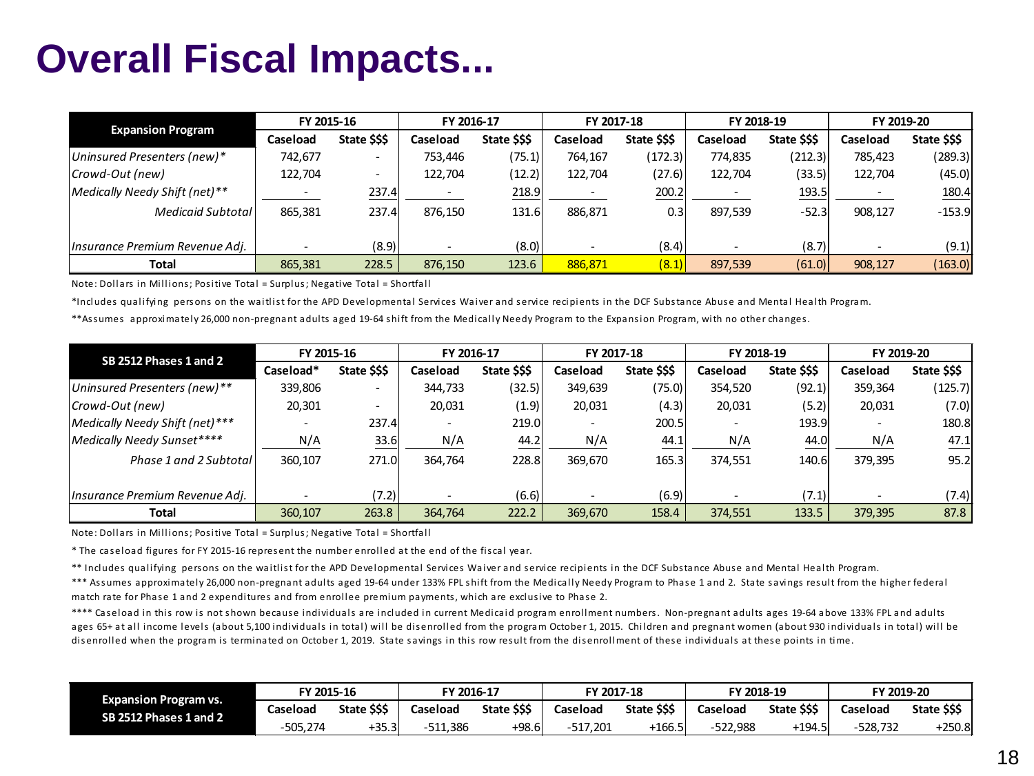# Overall Fiscal Impacts...

| Expansion Program | FY 2015-16 | | FY 2016-17 | | FY 2017-18 | | FY 2018-19 | | FY 2019-20 | |
|---|---|---|---|---|---|---|---|---|---|---|
| | Caseload | State $$$ | Caseload | State $$$ | Caseload | State $$$ | Caseload | State $$$ | Caseload | State $$$ |
| *Uninsured Presenters (new)** | 742,677 | - | 753,446 | (75.1) | 764,167 | (172.3) | 774,835 | (212.3) | 785,423 | (289.3) |
| *Crowd-Out (new)* | 122,704 | - | 122,704 | (12.2) | 122,704 | (27.6) | 122,704 | (33.5) | 122,704 | (45.0) |
| *Medically Needy Shift (net)*** | - | 237.4 | - | 218.9 | - | 200.2 | - | 193.5 | - | 180.4 |
| *Medicaid Subtotal* | 865,381 | 237.4 | 876,150 | 131.6 | 886,871 | 0.3 | 897,539 | -52.3 | 908,127 | -153.9 |
| *Insurance Premium Revenue Adj.* | - | (8.9) | - | (8.0) | - | (8.4) | - | (8.7) | - | (9.1) |
| **Total** | 865,381 | 228.5 | 876,150 | 123.6 | 886,871 | (8.1) | 897,539 | (61.0) | 908,127 | (163.0) |

Note: Dollars in Millions; Positive Total = Surplus; Negative Total = Shortfall

*Includes qualifying persons on the waitlist for the APD Developmental Services Waiver and service recipients in the DCF Substance Abuse and Mental Health Program.

**Assumes approximately 26,000 non-pregnant adults aged 19-64 shift from the Medically Needy Program to the Expansion Program, with no other changes.

| SB 2512 Phases 1 and 2 | FY 2015-16 | | FY 2016-17 | | FY 2017-18 | | FY 2018-19 | | FY 2019-20 | |
|---|---|---|---|---|---|---|---|---|---|---|
| | Caseload* | State $$$ | Caseload | State $$$ | Caseload | State $$$ | Caseload | State $$$ | Caseload | State $$$ |
| *Uninsured Presenters (new)*** | 339,806 | - | 344,733 | (32.5) | 349,639 | (75.0) | 354,520 | (92.1) | 359,364 | (125.7) |
| *Crowd-Out (new)* | 20,301 | - | 20,031 | (1.9) | 20,031 | (4.3) | 20,031 | (5.2) | 20,031 | (7.0) |
| *Medically Needy Shift (net)**** | - | 237.4 | - | 219.0 | - | 200.5 | - | 193.9 | - | 180.8 |
| *Medically Needy Sunset***** | N/A | 33.6 | N/A | 44.2 | N/A | 44.1 | N/A | 44.0 | N/A | 47.1 |
| *Phase 1 and 2 Subtotal* | 360,107 | 271.0 | 364,764 | 228.8 | 369,670 | 165.3 | 374,551 | 140.6 | 379,395 | 95.2 |
| *Insurance Premium Revenue Adj.* | - | (7.2) | - | (6.6) | - | (6.9) | - | (7.1) | - | (7.4) |
| **Total** | 360,107 | 263.8 | 364,764 | 222.2 | 369,670 | 158.4 | 374,551 | 133.5 | 379,395 | 87.8 |

Note: Dollars in Millions; Positive Total = Surplus; Negative Total = Shortfall

* The caseload figures for FY 2015-16 represent the number enrolled at the end of the fiscal year.

** Includes qualifying persons on the waitlist for the APD Developmental Services Waiver and service recipients in the DCF Substance Abuse and Mental Health Program.

*** Assumes approximately 26,000 non-pregnant adults aged 19-64 under 133% FPL shift from the Medically Needy Program to Phase 1 and 2. State savings result from the higher federal match rate for Phase 1 and 2 expenditures and from enrollee premium payments, which are exclusive to Phase 2.

**** Caseload in this row is not shown because individuals are included in current Medicaid program enrollment numbers. Non-pregnant adults ages 19-64 above 133% FPL and adults ages 65+ at all income levels (about 5,100 individuals in total) will be disenrolled from the program October 1, 2015. Children and pregnant women (about 930 individuals in total) will be disenrolled when the program is terminated on October 1, 2019. State savings in this row result from the disenrollment of these individuals at these points in time.

| Expansion Program vs. SB 2512 Phases 1 and 2 | FY 2015-16 | | FY 2016-17 | | FY 2017-18 | | FY 2018-19 | | FY 2019-20 | |
|---|---|---|---|---|---|---|---|---|---|---|
| | Caseload | State $$$ | Caseload | State $$$ | Caseload | State $$$ | Caseload | State $$$ | Caseload | State $$$ |
| | -505,274 | +35.3 | -511,386 | +98.6 | -517,201 | +166.5 | -522,988 | +194.5 | -528,732 | +250.8 |